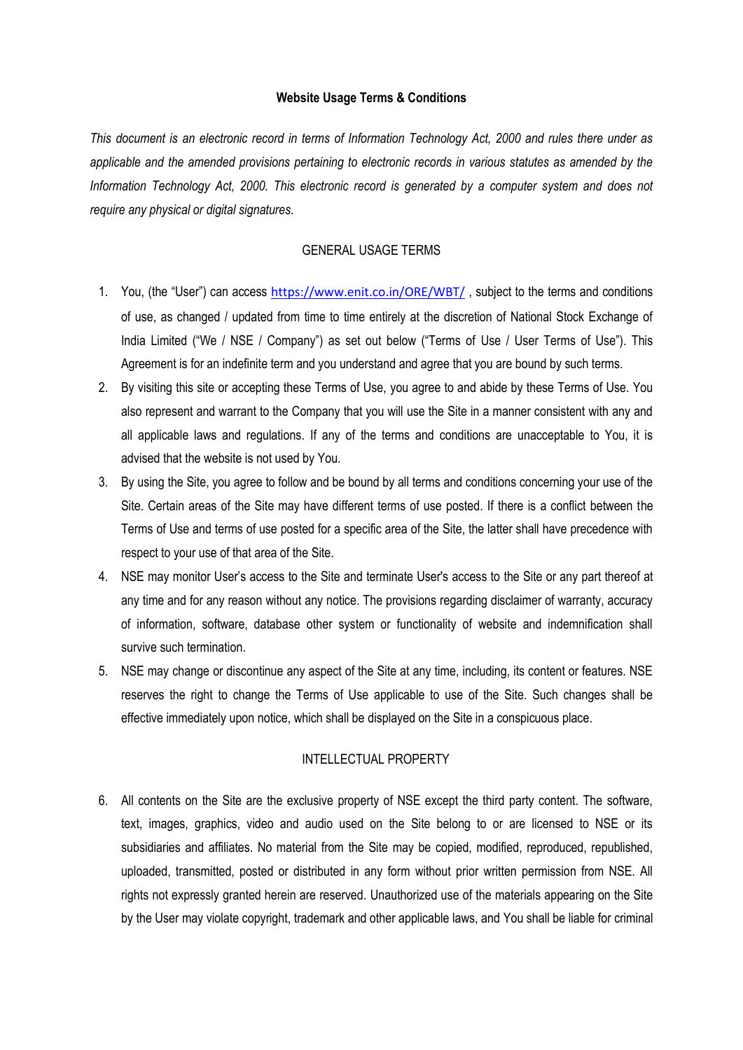**Website Usage Terms & Conditions**

*This document is an electronic record in terms of Information Technology Act, 2000 and rules there under as applicable and the amended provisions pertaining to electronic records in various statutes as amended by the Information Technology Act, 2000. This electronic record is generated by a computer system and does not require any physical or digital signatures.*

GENERAL USAGE TERMS

1. You, (the "User") can access https://www.enit.co.in/ORE/WBT/ , subject to the terms and conditions of use, as changed / updated from time to time entirely at the discretion of National Stock Exchange of India Limited ("We / NSE / Company") as set out below ("Terms of Use / User Terms of Use"). This Agreement is for an indefinite term and you understand and agree that you are bound by such terms.
2. By visiting this site or accepting these Terms of Use, you agree to and abide by these Terms of Use. You also represent and warrant to the Company that you will use the Site in a manner consistent with any and all applicable laws and regulations. If any of the terms and conditions are unacceptable to You, it is advised that the website is not used by You.
3. By using the Site, you agree to follow and be bound by all terms and conditions concerning your use of the Site. Certain areas of the Site may have different terms of use posted. If there is a conflict between the Terms of Use and terms of use posted for a specific area of the Site, the latter shall have precedence with respect to your use of that area of the Site.
4. NSE may monitor User's access to the Site and terminate User's access to the Site or any part thereof at any time and for any reason without any notice. The provisions regarding disclaimer of warranty, accuracy of information, software, database other system or functionality of website and indemnification shall survive such termination.
5. NSE may change or discontinue any aspect of the Site at any time, including, its content or features. NSE reserves the right to change the Terms of Use applicable to use of the Site. Such changes shall be effective immediately upon notice, which shall be displayed on the Site in a conspicuous place.

INTELLECTUAL PROPERTY

6. All contents on the Site are the exclusive property of NSE except the third party content. The software, text, images, graphics, video and audio used on the Site belong to or are licensed to NSE or its subsidiaries and affiliates. No material from the Site may be copied, modified, reproduced, republished, uploaded, transmitted, posted or distributed in any form without prior written permission from NSE. All rights not expressly granted herein are reserved. Unauthorized use of the materials appearing on the Site by the User may violate copyright, trademark and other applicable laws, and You shall be liable for criminal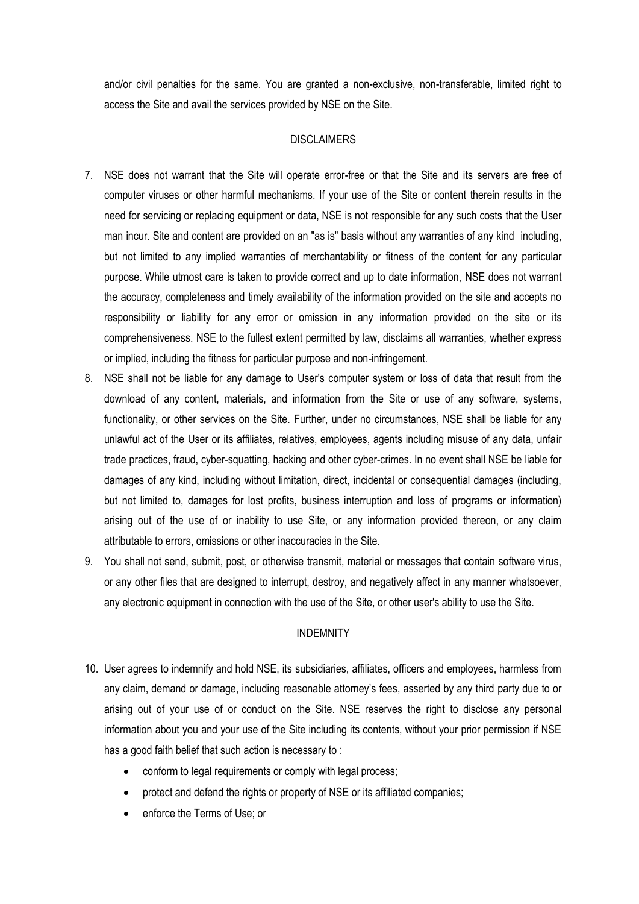and/or civil penalties for the same. You are granted a non-exclusive, non-transferable, limited right to access the Site and avail the services provided by NSE on the Site.

## DISCLAIMERS

7. NSE does not warrant that the Site will operate error-free or that the Site and its servers are free of computer viruses or other harmful mechanisms. If your use of the Site or content therein results in the need for servicing or replacing equipment or data, NSE is not responsible for any such costs that the User man incur. Site and content are provided on an "as is" basis without any warranties of any kind including, but not limited to any implied warranties of merchantability or fitness of the content for any particular purpose. While utmost care is taken to provide correct and up to date information, NSE does not warrant the accuracy, completeness and timely availability of the information provided on the site and accepts no responsibility or liability for any error or omission in any information provided on the site or its comprehensiveness. NSE to the fullest extent permitted by law, disclaims all warranties, whether express or implied, including the fitness for particular purpose and non-infringement.
8. NSE shall not be liable for any damage to User's computer system or loss of data that result from the download of any content, materials, and information from the Site or use of any software, systems, functionality, or other services on the Site. Further, under no circumstances, NSE shall be liable for any unlawful act of the User or its affiliates, relatives, employees, agents including misuse of any data, unfair trade practices, fraud, cyber-squatting, hacking and other cyber-crimes. In no event shall NSE be liable for damages of any kind, including without limitation, direct, incidental or consequential damages (including, but not limited to, damages for lost profits, business interruption and loss of programs or information) arising out of the use of or inability to use Site, or any information provided thereon, or any claim attributable to errors, omissions or other inaccuracies in the Site.
9. You shall not send, submit, post, or otherwise transmit, material or messages that contain software virus, or any other files that are designed to interrupt, destroy, and negatively affect in any manner whatsoever, any electronic equipment in connection with the use of the Site, or other user's ability to use the Site.

## INDEMNITY

10. User agrees to indemnify and hold NSE, its subsidiaries, affiliates, officers and employees, harmless from any claim, demand or damage, including reasonable attorney's fees, asserted by any third party due to or arising out of your use of or conduct on the Site. NSE reserves the right to disclose any personal information about you and your use of the Site including its contents, without your prior permission if NSE has a good faith belief that such action is necessary to :
    - conform to legal requirements or comply with legal process;
    - protect and defend the rights or property of NSE or its affiliated companies;
    - enforce the Terms of Use; or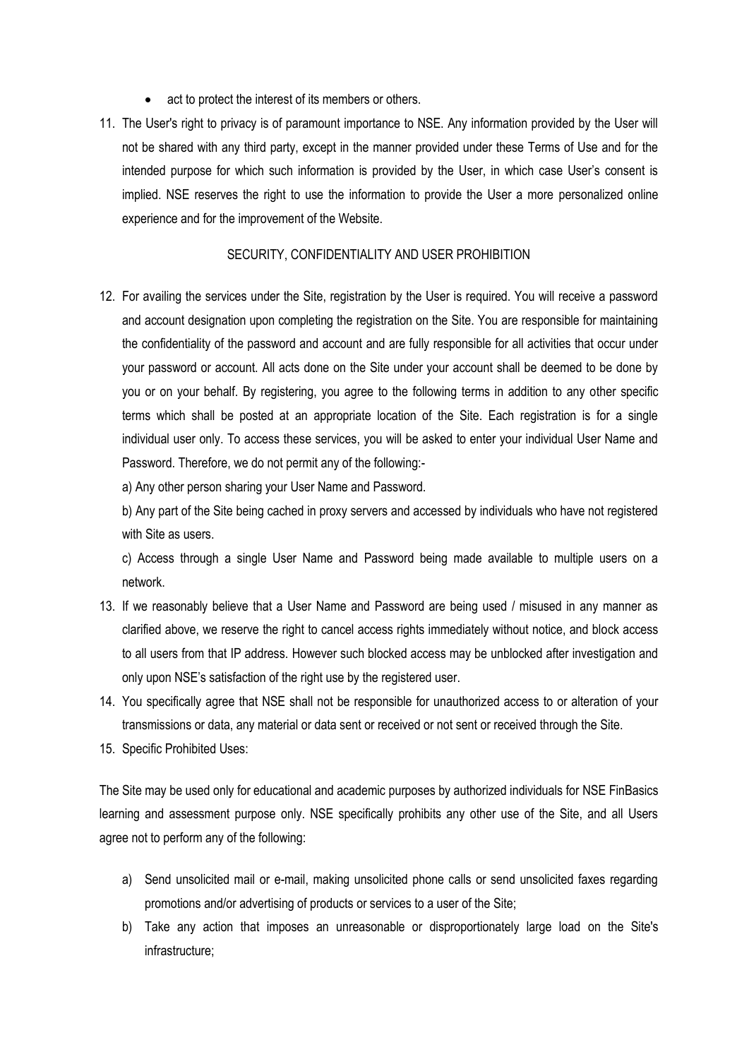- act to protect the interest of its members or others.

11. The User's right to privacy is of paramount importance to NSE. Any information provided by the User will not be shared with any third party, except in the manner provided under these Terms of Use and for the intended purpose for which such information is provided by the User, in which case User's consent is implied. NSE reserves the right to use the information to provide the User a more personalized online experience and for the improvement of the Website.

## SECURITY, CONFIDENTIALITY AND USER PROHIBITION

12. For availing the services under the Site, registration by the User is required. You will receive a password and account designation upon completing the registration on the Site. You are responsible for maintaining the confidentiality of the password and account and are fully responsible for all activities that occur under your password or account. All acts done on the Site under your account shall be deemed to be done by you or on your behalf. By registering, you agree to the following terms in addition to any other specific terms which shall be posted at an appropriate location of the Site. Each registration is for a single individual user only. To access these services, you will be asked to enter your individual User Name and Password. Therefore, we do not permit any of the following:-

    a) Any other person sharing your User Name and Password.

    b) Any part of the Site being cached in proxy servers and accessed by individuals who have not registered with Site as users.

    c) Access through a single User Name and Password being made available to multiple users on a network.

13. If we reasonably believe that a User Name and Password are being used / misused in any manner as clarified above, we reserve the right to cancel access rights immediately without notice, and block access to all users from that IP address. However such blocked access may be unblocked after investigation and only upon NSE's satisfaction of the right use by the registered user.
14. You specifically agree that NSE shall not be responsible for unauthorized access to or alteration of your transmissions or data, any material or data sent or received or not sent or received through the Site.
15. Specific Prohibited Uses:

The Site may be used only for educational and academic purposes by authorized individuals for NSE FinBasics learning and assessment purpose only. NSE specifically prohibits any other use of the Site, and all Users agree not to perform any of the following:

a) Send unsolicited mail or e-mail, making unsolicited phone calls or send unsolicited faxes regarding promotions and/or advertising of products or services to a user of the Site;
b) Take any action that imposes an unreasonable or disproportionately large load on the Site's infrastructure;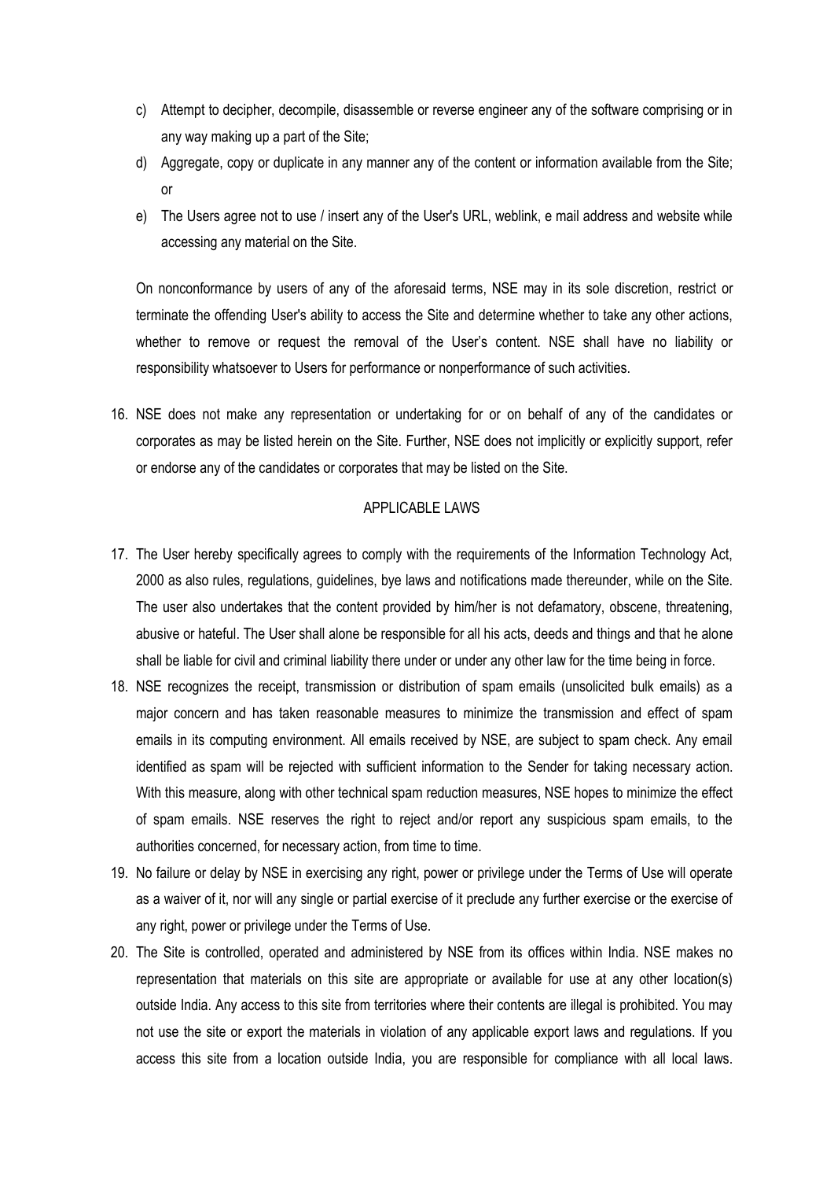c) Attempt to decipher, decompile, disassemble or reverse engineer any of the software comprising or in any way making up a part of the Site;

d) Aggregate, copy or duplicate in any manner any of the content or information available from the Site; or

e) The Users agree not to use / insert any of the User's URL, weblink, e mail address and website while accessing any material on the Site.

On nonconformance by users of any of the aforesaid terms, NSE may in its sole discretion, restrict or terminate the offending User's ability to access the Site and determine whether to take any other actions, whether to remove or request the removal of the User's content. NSE shall have no liability or responsibility whatsoever to Users for performance or nonperformance of such activities.

16. NSE does not make any representation or undertaking for or on behalf of any of the candidates or corporates as may be listed herein on the Site. Further, NSE does not implicitly or explicitly support, refer or endorse any of the candidates or corporates that may be listed on the Site.

## APPLICABLE LAWS

17. The User hereby specifically agrees to comply with the requirements of the Information Technology Act, 2000 as also rules, regulations, guidelines, bye laws and notifications made thereunder, while on the Site. The user also undertakes that the content provided by him/her is not defamatory, obscene, threatening, abusive or hateful. The User shall alone be responsible for all his acts, deeds and things and that he alone shall be liable for civil and criminal liability there under or under any other law for the time being in force.
18. NSE recognizes the receipt, transmission or distribution of spam emails (unsolicited bulk emails) as a major concern and has taken reasonable measures to minimize the transmission and effect of spam emails in its computing environment. All emails received by NSE, are subject to spam check. Any email identified as spam will be rejected with sufficient information to the Sender for taking necessary action. With this measure, along with other technical spam reduction measures, NSE hopes to minimize the effect of spam emails. NSE reserves the right to reject and/or report any suspicious spam emails, to the authorities concerned, for necessary action, from time to time.
19. No failure or delay by NSE in exercising any right, power or privilege under the Terms of Use will operate as a waiver of it, nor will any single or partial exercise of it preclude any further exercise or the exercise of any right, power or privilege under the Terms of Use.
20. The Site is controlled, operated and administered by NSE from its offices within India. NSE makes no representation that materials on this site are appropriate or available for use at any other location(s) outside India. Any access to this site from territories where their contents are illegal is prohibited. You may not use the site or export the materials in violation of any applicable export laws and regulations. If you access this site from a location outside India, you are responsible for compliance with all local laws.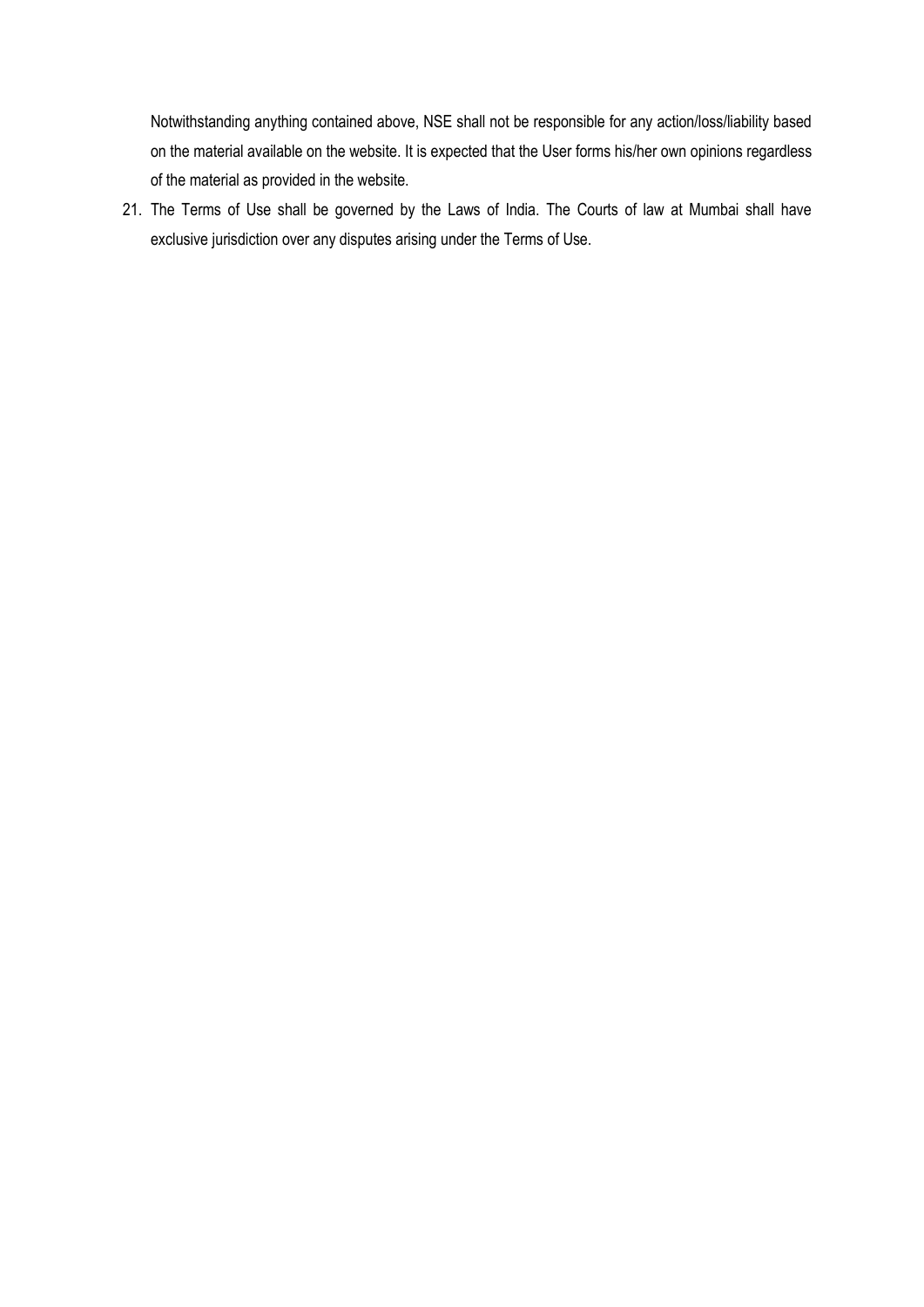Notwithstanding anything contained above, NSE shall not be responsible for any action/loss/liability based on the material available on the website. It is expected that the User forms his/her own opinions regardless of the material as provided in the website.

21. The Terms of Use shall be governed by the Laws of India. The Courts of law at Mumbai shall have exclusive jurisdiction over any disputes arising under the Terms of Use.